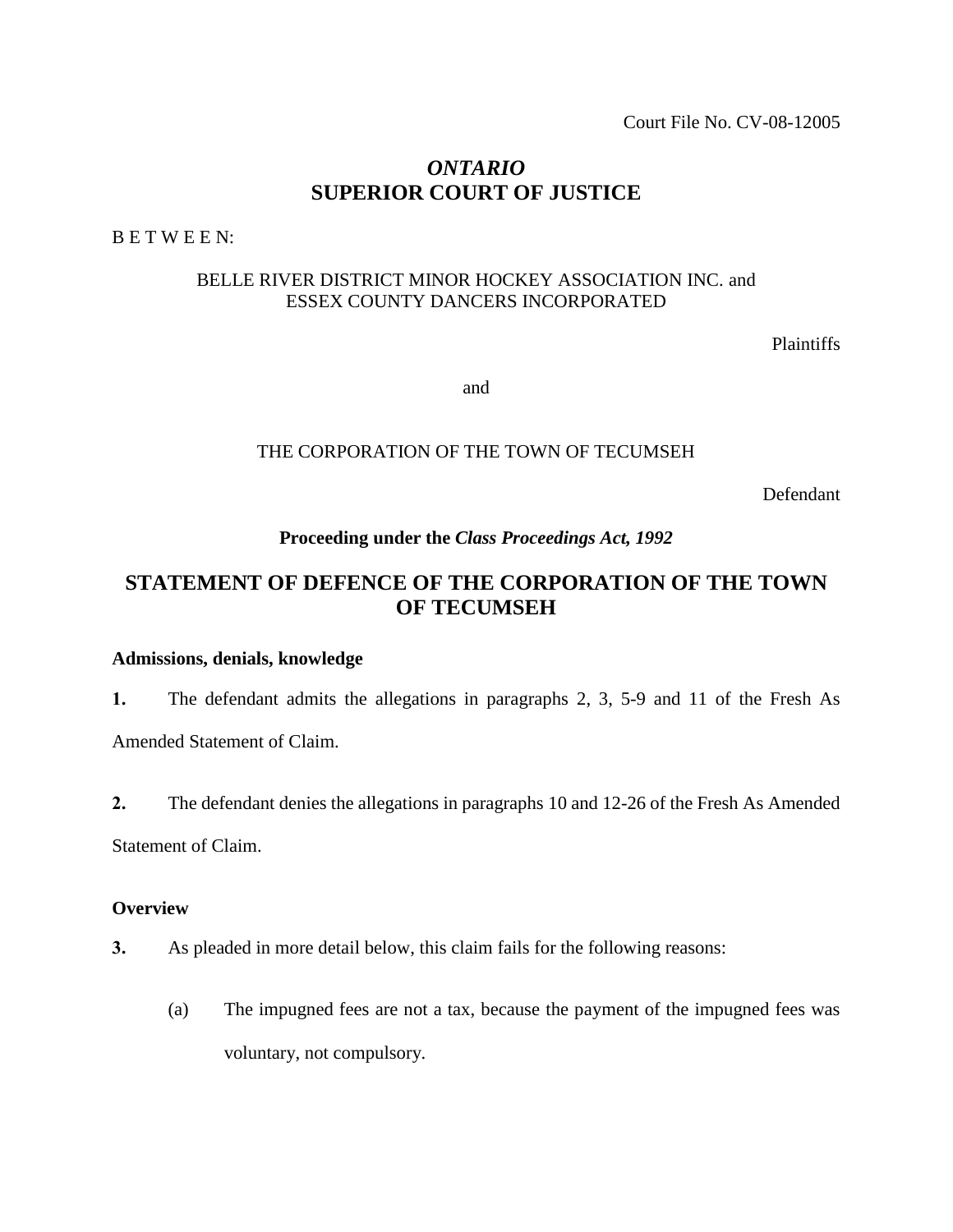Court File No. CV-08-12005

# *ONTARIO*
# SUPERIOR COURT OF JUSTICE

B E T W E E N:

BELLE RIVER DISTRICT MINOR HOCKEY ASSOCIATION INC. and
ESSEX COUNTY DANCERS INCORPORATED

Plaintiffs

and

THE CORPORATION OF THE TOWN OF TECUMSEH

Defendant

**Proceeding under the *Class Proceedings Act, 1992***

## STATEMENT OF DEFENCE OF THE CORPORATION OF THE TOWN OF TECUMSEH

### Admissions, denials, knowledge

**1.** The defendant admits the allegations in paragraphs 2, 3, 5-9 and 11 of the Fresh As Amended Statement of Claim.

**2.** The defendant denies the allegations in paragraphs 10 and 12-26 of the Fresh As Amended Statement of Claim.

### Overview

**3.** As pleaded in more detail below, this claim fails for the following reasons:

(a) The impugned fees are not a tax, because the payment of the impugned fees was voluntary, not compulsory.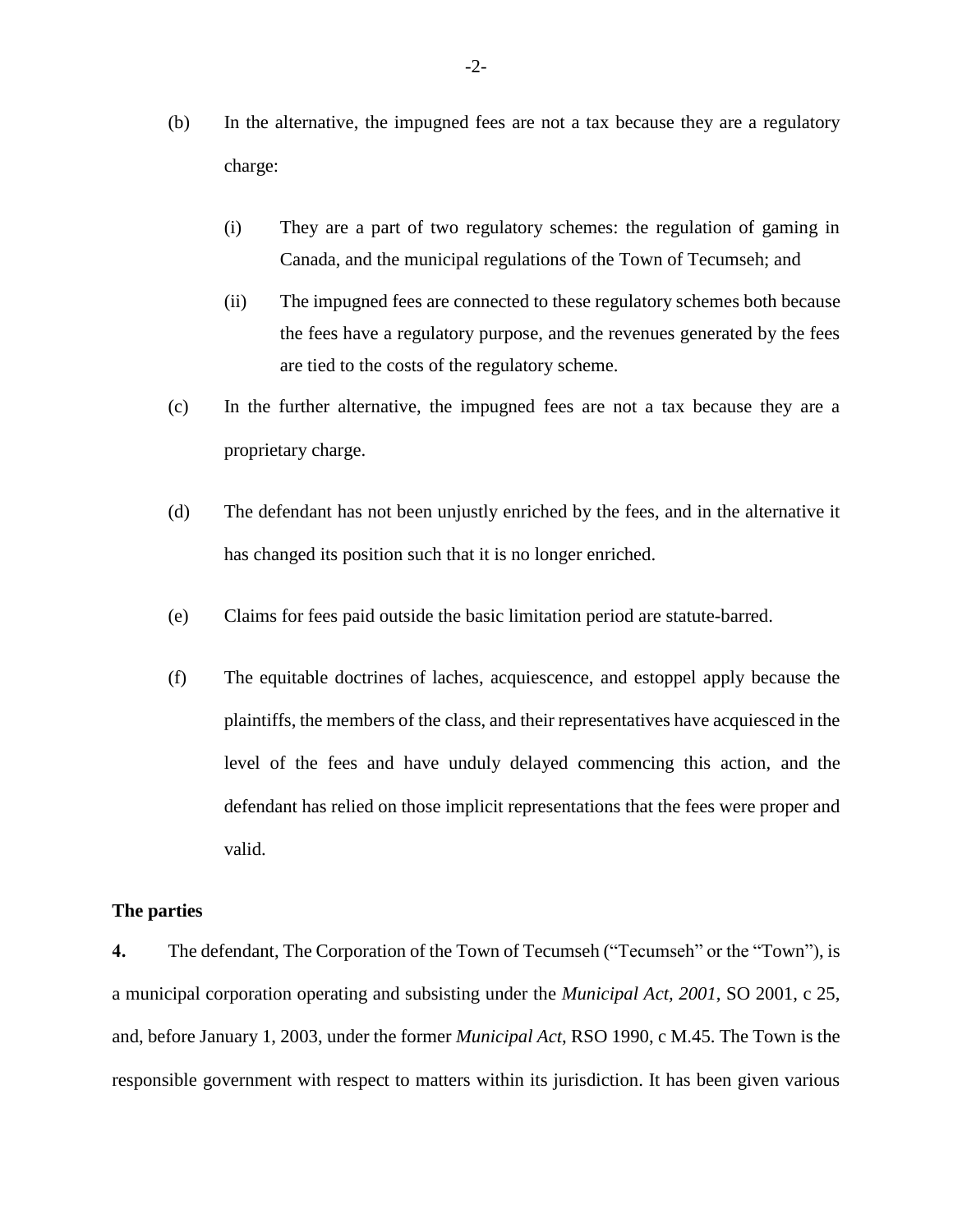(b) In the alternative, the impugned fees are not a tax because they are a regulatory charge:

   (i) They are a part of two regulatory schemes: the regulation of gaming in Canada, and the municipal regulations of the Town of Tecumseh; and

   (ii) The impugned fees are connected to these regulatory schemes both because the fees have a regulatory purpose, and the revenues generated by the fees are tied to the costs of the regulatory scheme.

(c) In the further alternative, the impugned fees are not a tax because they are a proprietary charge.

(d) The defendant has not been unjustly enriched by the fees, and in the alternative it has changed its position such that it is no longer enriched.

(e) Claims for fees paid outside the basic limitation period are statute-barred.

(f) The equitable doctrines of laches, acquiescence, and estoppel apply because the plaintiffs, the members of the class, and their representatives have acquiesced in the level of the fees and have unduly delayed commencing this action, and the defendant has relied on those implicit representations that the fees were proper and valid.

**The parties**

**4.** The defendant, The Corporation of the Town of Tecumseh ("Tecumseh" or the "Town"), is a municipal corporation operating and subsisting under the *Municipal Act, 2001*, SO 2001, c 25, and, before January 1, 2003, under the former *Municipal Act*, RSO 1990, c M.45. The Town is the responsible government with respect to matters within its jurisdiction. It has been given various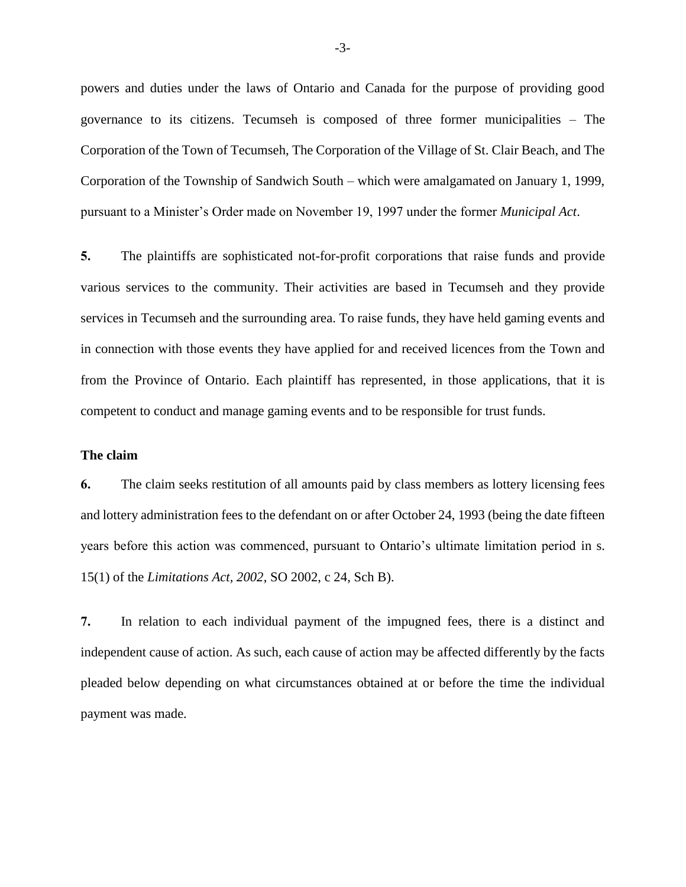powers and duties under the laws of Ontario and Canada for the purpose of providing good governance to its citizens. Tecumseh is composed of three former municipalities – The Corporation of the Town of Tecumseh, The Corporation of the Village of St. Clair Beach, and The Corporation of the Township of Sandwich South – which were amalgamated on January 1, 1999, pursuant to a Minister's Order made on November 19, 1997 under the former *Municipal Act*.

**5.** The plaintiffs are sophisticated not-for-profit corporations that raise funds and provide various services to the community. Their activities are based in Tecumseh and they provide services in Tecumseh and the surrounding area. To raise funds, they have held gaming events and in connection with those events they have applied for and received licences from the Town and from the Province of Ontario. Each plaintiff has represented, in those applications, that it is competent to conduct and manage gaming events and to be responsible for trust funds.

**The claim**

**6.** The claim seeks restitution of all amounts paid by class members as lottery licensing fees and lottery administration fees to the defendant on or after October 24, 1993 (being the date fifteen years before this action was commenced, pursuant to Ontario's ultimate limitation period in s. 15(1) of the *Limitations Act, 2002*, SO 2002, c 24, Sch B).

**7.** In relation to each individual payment of the impugned fees, there is a distinct and independent cause of action. As such, each cause of action may be affected differently by the facts pleaded below depending on what circumstances obtained at or before the time the individual payment was made.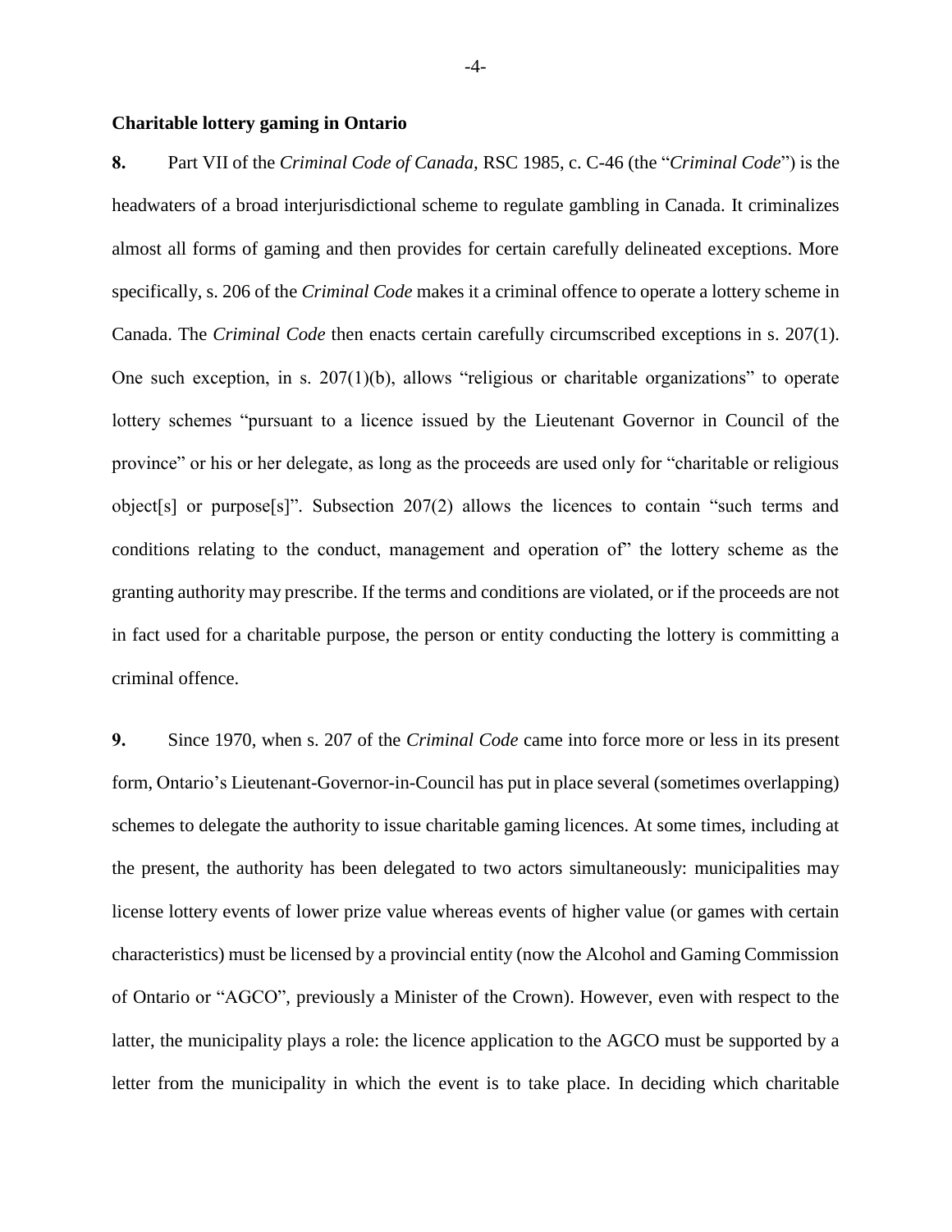**Charitable lottery gaming in Ontario**

**8.** Part VII of the *Criminal Code of Canada*, RSC 1985, c. C-46 (the "*Criminal Code*") is the headwaters of a broad interjurisdictional scheme to regulate gambling in Canada. It criminalizes almost all forms of gaming and then provides for certain carefully delineated exceptions. More specifically, s. 206 of the *Criminal Code* makes it a criminal offence to operate a lottery scheme in Canada. The *Criminal Code* then enacts certain carefully circumscribed exceptions in s. 207(1). One such exception, in s. 207(1)(b), allows "religious or charitable organizations" to operate lottery schemes "pursuant to a licence issued by the Lieutenant Governor in Council of the province" or his or her delegate, as long as the proceeds are used only for "charitable or religious object[s] or purpose[s]". Subsection 207(2) allows the licences to contain "such terms and conditions relating to the conduct, management and operation of" the lottery scheme as the granting authority may prescribe. If the terms and conditions are violated, or if the proceeds are not in fact used for a charitable purpose, the person or entity conducting the lottery is committing a criminal offence.

**9.** Since 1970, when s. 207 of the *Criminal Code* came into force more or less in its present form, Ontario's Lieutenant-Governor-in-Council has put in place several (sometimes overlapping) schemes to delegate the authority to issue charitable gaming licences. At some times, including at the present, the authority has been delegated to two actors simultaneously: municipalities may license lottery events of lower prize value whereas events of higher value (or games with certain characteristics) must be licensed by a provincial entity (now the Alcohol and Gaming Commission of Ontario or "AGCO", previously a Minister of the Crown). However, even with respect to the latter, the municipality plays a role: the licence application to the AGCO must be supported by a letter from the municipality in which the event is to take place. In deciding which charitable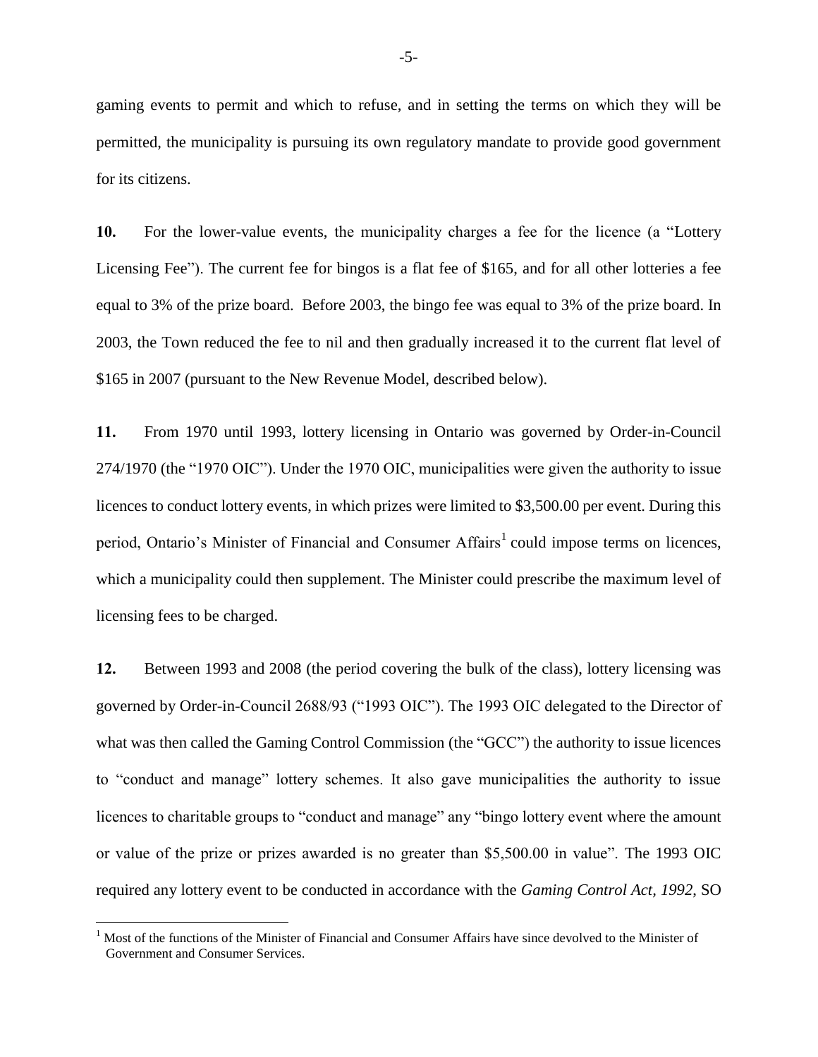gaming events to permit and which to refuse, and in setting the terms on which they will be permitted, the municipality is pursuing its own regulatory mandate to provide good government for its citizens.

**10.** For the lower-value events, the municipality charges a fee for the licence (a "Lottery Licensing Fee"). The current fee for bingos is a flat fee of $165, and for all other lotteries a fee equal to 3% of the prize board. Before 2003, the bingo fee was equal to 3% of the prize board. In 2003, the Town reduced the fee to nil and then gradually increased it to the current flat level of $165 in 2007 (pursuant to the New Revenue Model, described below).

**11.** From 1970 until 1993, lottery licensing in Ontario was governed by Order-in-Council 274/1970 (the "1970 OIC"). Under the 1970 OIC, municipalities were given the authority to issue licences to conduct lottery events, in which prizes were limited to $3,500.00 per event. During this period, Ontario's Minister of Financial and Consumer Affairs[1] could impose terms on licences, which a municipality could then supplement. The Minister could prescribe the maximum level of licensing fees to be charged.

**12.** Between 1993 and 2008 (the period covering the bulk of the class), lottery licensing was governed by Order-in-Council 2688/93 ("1993 OIC"). The 1993 OIC delegated to the Director of what was then called the Gaming Control Commission (the "GCC") the authority to issue licences to "conduct and manage" lottery schemes. It also gave municipalities the authority to issue licences to charitable groups to "conduct and manage" any "bingo lottery event where the amount or value of the prize or prizes awarded is no greater than $5,500.00 in value". The 1993 OIC required any lottery event to be conducted in accordance with the *Gaming Control Act, 1992*, SO

[1] Most of the functions of the Minister of Financial and Consumer Affairs have since devolved to the Minister of Government and Consumer Services.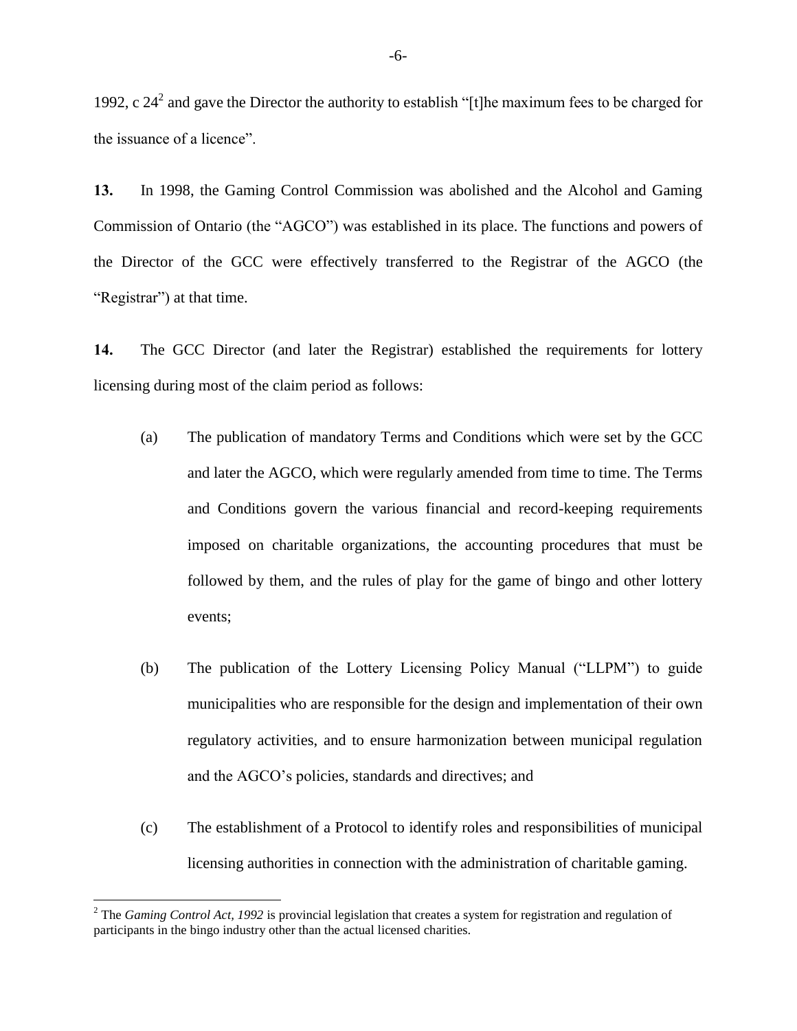1992, c 24[2] and gave the Director the authority to establish "[t]he maximum fees to be charged for the issuance of a licence".

**13.** In 1998, the Gaming Control Commission was abolished and the Alcohol and Gaming Commission of Ontario (the "AGCO") was established in its place. The functions and powers of the Director of the GCC were effectively transferred to the Registrar of the AGCO (the "Registrar") at that time.

**14.** The GCC Director (and later the Registrar) established the requirements for lottery licensing during most of the claim period as follows:

(a) The publication of mandatory Terms and Conditions which were set by the GCC and later the AGCO, which were regularly amended from time to time. The Terms and Conditions govern the various financial and record-keeping requirements imposed on charitable organizations, the accounting procedures that must be followed by them, and the rules of play for the game of bingo and other lottery events;

(b) The publication of the Lottery Licensing Policy Manual ("LLPM") to guide municipalities who are responsible for the design and implementation of their own regulatory activities, and to ensure harmonization between municipal regulation and the AGCO's policies, standards and directives; and

(c) The establishment of a Protocol to identify roles and responsibilities of municipal licensing authorities in connection with the administration of charitable gaming.

---

[2] The *Gaming Control Act, 1992* is provincial legislation that creates a system for registration and regulation of participants in the bingo industry other than the actual licensed charities.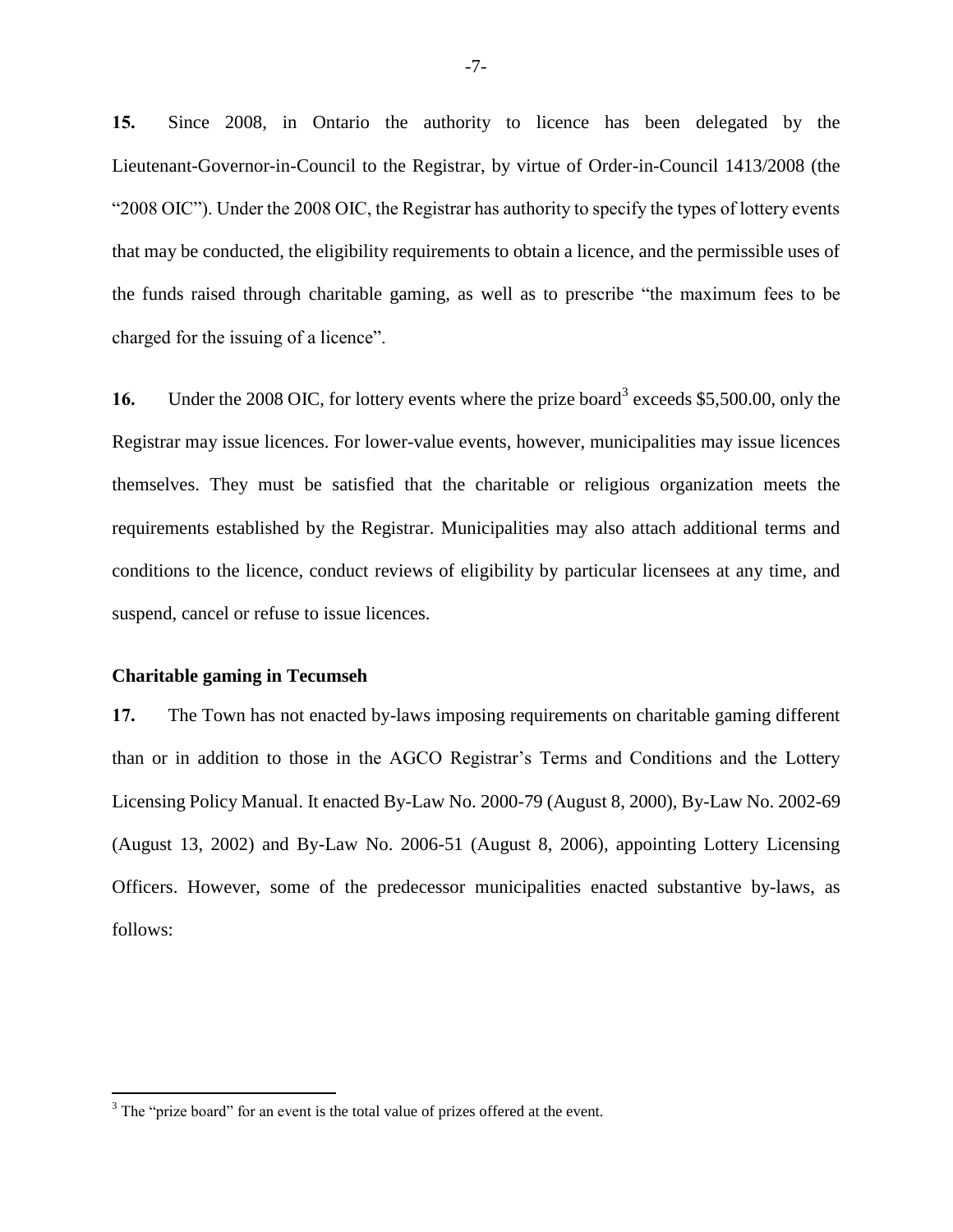**15.** Since 2008, in Ontario the authority to licence has been delegated by the Lieutenant-Governor-in-Council to the Registrar, by virtue of Order-in-Council 1413/2008 (the "2008 OIC"). Under the 2008 OIC, the Registrar has authority to specify the types of lottery events that may be conducted, the eligibility requirements to obtain a licence, and the permissible uses of the funds raised through charitable gaming, as well as to prescribe "the maximum fees to be charged for the issuing of a licence".

**16.** Under the 2008 OIC, for lottery events where the prize board[3] exceeds $5,500.00, only the Registrar may issue licences. For lower-value events, however, municipalities may issue licences themselves. They must be satisfied that the charitable or religious organization meets the requirements established by the Registrar. Municipalities may also attach additional terms and conditions to the licence, conduct reviews of eligibility by particular licensees at any time, and suspend, cancel or refuse to issue licences.

**Charitable gaming in Tecumseh**

**17.** The Town has not enacted by-laws imposing requirements on charitable gaming different than or in addition to those in the AGCO Registrar's Terms and Conditions and the Lottery Licensing Policy Manual. It enacted By-Law No. 2000-79 (August 8, 2000), By-Law No. 2002-69 (August 13, 2002) and By-Law No. 2006-51 (August 8, 2006), appointing Lottery Licensing Officers. However, some of the predecessor municipalities enacted substantive by-laws, as follows:

---

[3] The "prize board" for an event is the total value of prizes offered at the event.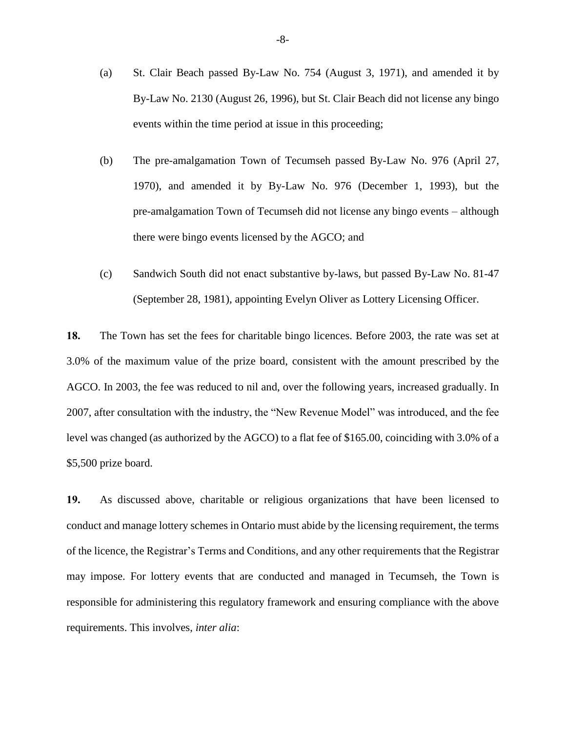(a) St. Clair Beach passed By-Law No. 754 (August 3, 1971), and amended it by By-Law No. 2130 (August 26, 1996), but St. Clair Beach did not license any bingo events within the time period at issue in this proceeding;

(b) The pre-amalgamation Town of Tecumseh passed By-Law No. 976 (April 27, 1970), and amended it by By-Law No. 976 (December 1, 1993), but the pre-amalgamation Town of Tecumseh did not license any bingo events – although there were bingo events licensed by the AGCO; and

(c) Sandwich South did not enact substantive by-laws, but passed By-Law No. 81-47 (September 28, 1981), appointing Evelyn Oliver as Lottery Licensing Officer.

**18.** The Town has set the fees for charitable bingo licences. Before 2003, the rate was set at 3.0% of the maximum value of the prize board, consistent with the amount prescribed by the AGCO. In 2003, the fee was reduced to nil and, over the following years, increased gradually. In 2007, after consultation with the industry, the "New Revenue Model" was introduced, and the fee level was changed (as authorized by the AGCO) to a flat fee of $165.00, coinciding with 3.0% of a $5,500 prize board.

**19.** As discussed above, charitable or religious organizations that have been licensed to conduct and manage lottery schemes in Ontario must abide by the licensing requirement, the terms of the licence, the Registrar's Terms and Conditions, and any other requirements that the Registrar may impose. For lottery events that are conducted and managed in Tecumseh, the Town is responsible for administering this regulatory framework and ensuring compliance with the above requirements. This involves, *inter alia*: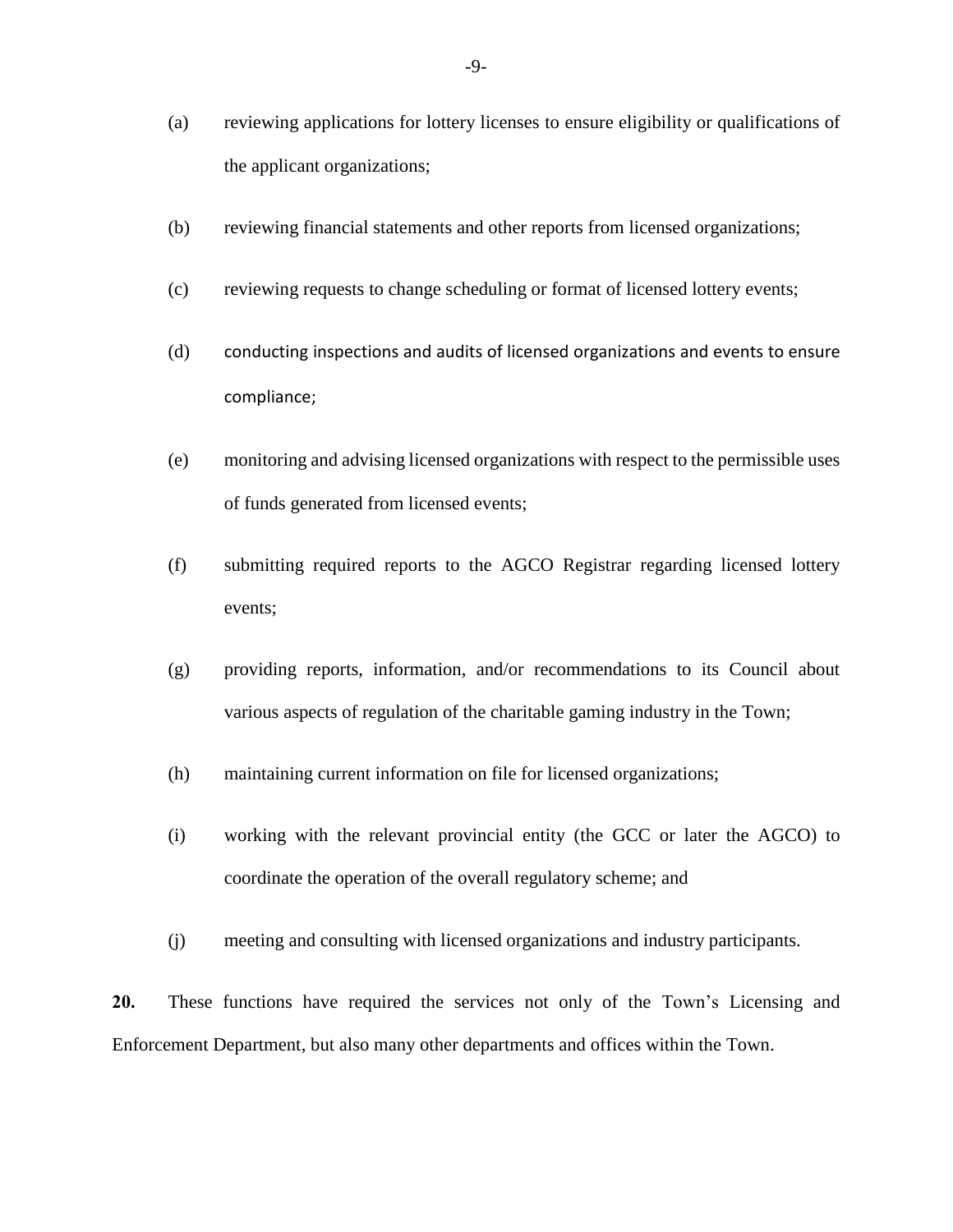(a) reviewing applications for lottery licenses to ensure eligibility or qualifications of the applicant organizations;

(b) reviewing financial statements and other reports from licensed organizations;

(c) reviewing requests to change scheduling or format of licensed lottery events;

(d) conducting inspections and audits of licensed organizations and events to ensure compliance;

(e) monitoring and advising licensed organizations with respect to the permissible uses of funds generated from licensed events;

(f) submitting required reports to the AGCO Registrar regarding licensed lottery events;

(g) providing reports, information, and/or recommendations to its Council about various aspects of regulation of the charitable gaming industry in the Town;

(h) maintaining current information on file for licensed organizations;

(i) working with the relevant provincial entity (the GCC or later the AGCO) to coordinate the operation of the overall regulatory scheme; and

(j) meeting and consulting with licensed organizations and industry participants.

**20.** These functions have required the services not only of the Town's Licensing and Enforcement Department, but also many other departments and offices within the Town.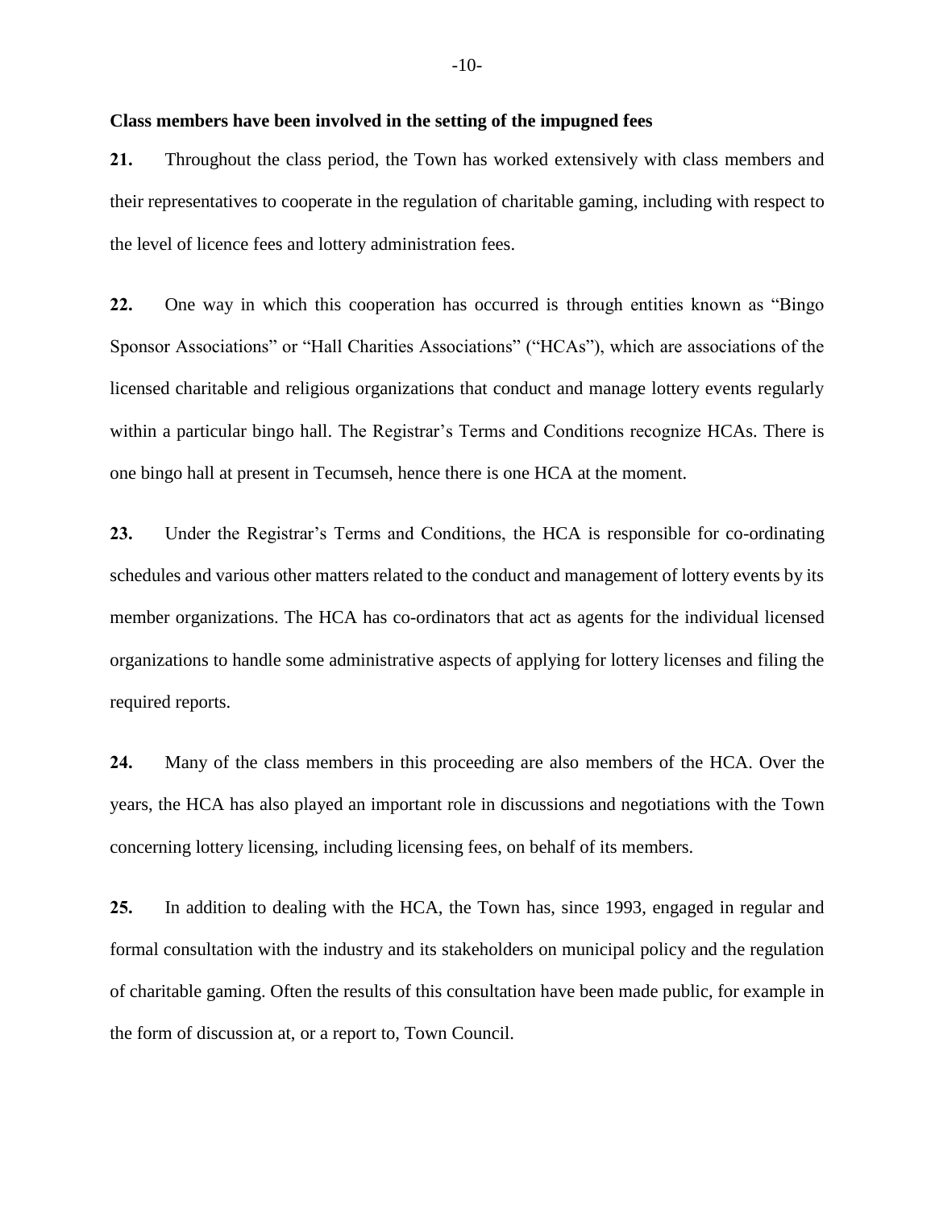**Class members have been involved in the setting of the impugned fees**

**21.** Throughout the class period, the Town has worked extensively with class members and their representatives to cooperate in the regulation of charitable gaming, including with respect to the level of licence fees and lottery administration fees.

**22.** One way in which this cooperation has occurred is through entities known as "Bingo Sponsor Associations" or "Hall Charities Associations" ("HCAs"), which are associations of the licensed charitable and religious organizations that conduct and manage lottery events regularly within a particular bingo hall. The Registrar's Terms and Conditions recognize HCAs. There is one bingo hall at present in Tecumseh, hence there is one HCA at the moment.

**23.** Under the Registrar's Terms and Conditions, the HCA is responsible for co-ordinating schedules and various other matters related to the conduct and management of lottery events by its member organizations. The HCA has co-ordinators that act as agents for the individual licensed organizations to handle some administrative aspects of applying for lottery licenses and filing the required reports.

**24.** Many of the class members in this proceeding are also members of the HCA. Over the years, the HCA has also played an important role in discussions and negotiations with the Town concerning lottery licensing, including licensing fees, on behalf of its members.

**25.** In addition to dealing with the HCA, the Town has, since 1993, engaged in regular and formal consultation with the industry and its stakeholders on municipal policy and the regulation of charitable gaming. Often the results of this consultation have been made public, for example in the form of discussion at, or a report to, Town Council.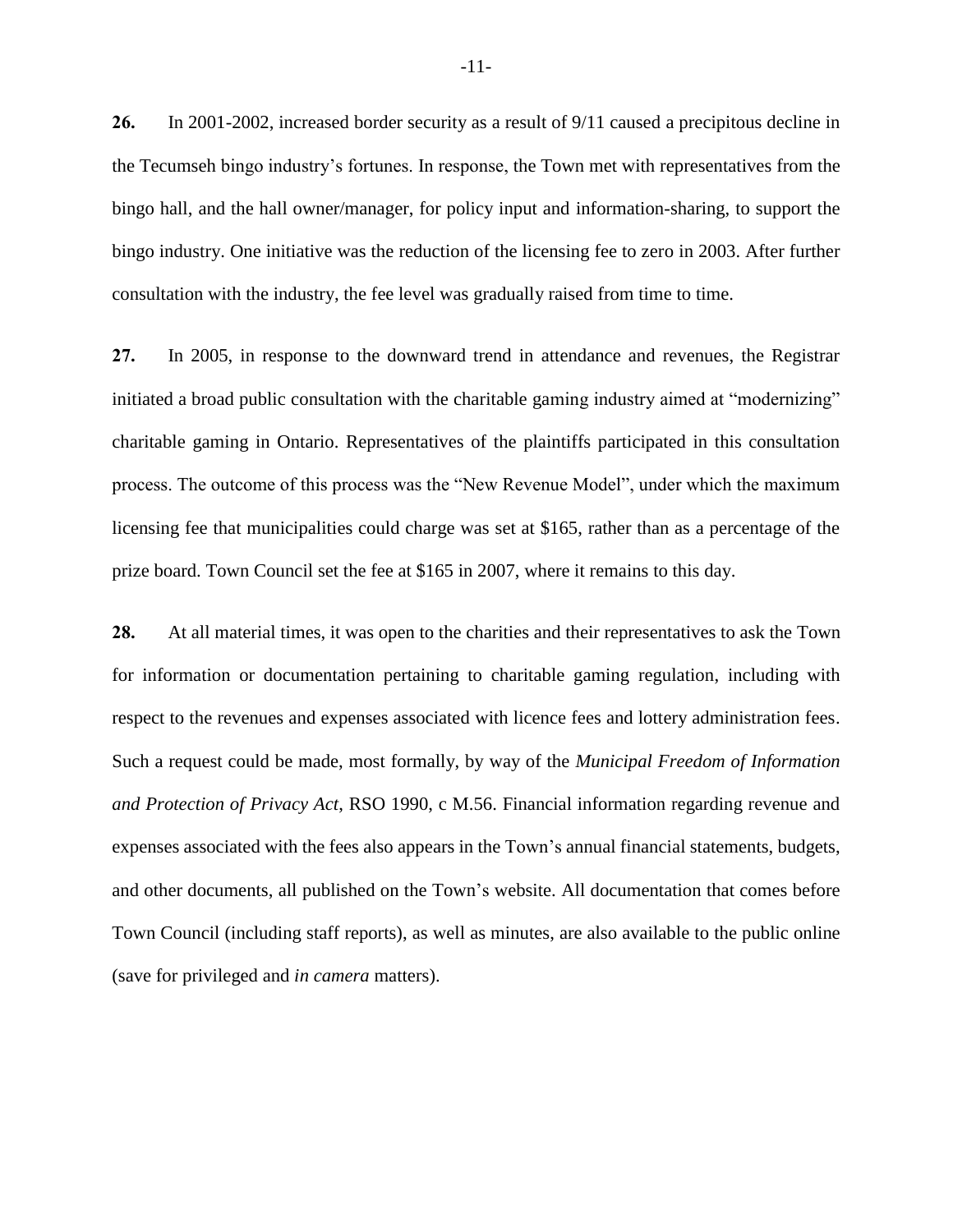**26.** In 2001-2002, increased border security as a result of 9/11 caused a precipitous decline in the Tecumseh bingo industry's fortunes. In response, the Town met with representatives from the bingo hall, and the hall owner/manager, for policy input and information-sharing, to support the bingo industry. One initiative was the reduction of the licensing fee to zero in 2003. After further consultation with the industry, the fee level was gradually raised from time to time.

**27.** In 2005, in response to the downward trend in attendance and revenues, the Registrar initiated a broad public consultation with the charitable gaming industry aimed at "modernizing" charitable gaming in Ontario. Representatives of the plaintiffs participated in this consultation process. The outcome of this process was the "New Revenue Model", under which the maximum licensing fee that municipalities could charge was set at $165, rather than as a percentage of the prize board. Town Council set the fee at $165 in 2007, where it remains to this day.

**28.** At all material times, it was open to the charities and their representatives to ask the Town for information or documentation pertaining to charitable gaming regulation, including with respect to the revenues and expenses associated with licence fees and lottery administration fees. Such a request could be made, most formally, by way of the *Municipal Freedom of Information and Protection of Privacy Act*, RSO 1990, c M.56. Financial information regarding revenue and expenses associated with the fees also appears in the Town's annual financial statements, budgets, and other documents, all published on the Town's website. All documentation that comes before Town Council (including staff reports), as well as minutes, are also available to the public online (save for privileged and *in camera* matters).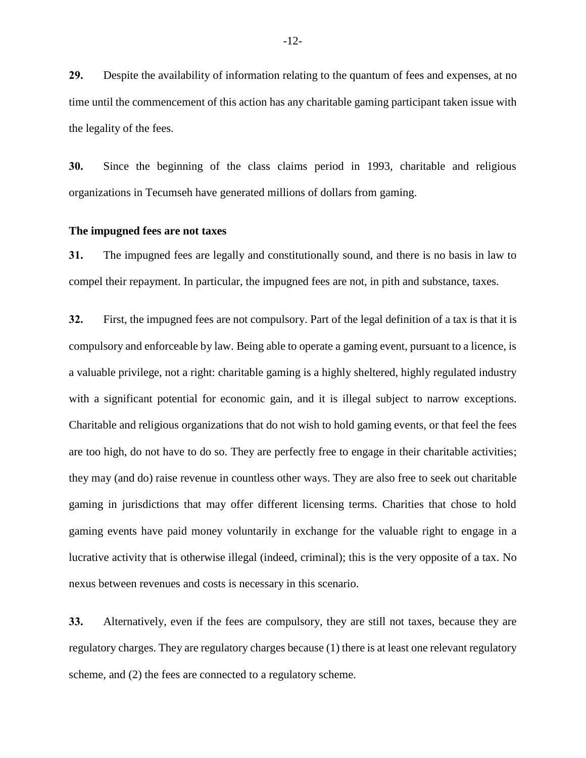**29.** Despite the availability of information relating to the quantum of fees and expenses, at no time until the commencement of this action has any charitable gaming participant taken issue with the legality of the fees.

**30.** Since the beginning of the class claims period in 1993, charitable and religious organizations in Tecumseh have generated millions of dollars from gaming.

**The impugned fees are not taxes**

**31.** The impugned fees are legally and constitutionally sound, and there is no basis in law to compel their repayment. In particular, the impugned fees are not, in pith and substance, taxes.

**32.** First, the impugned fees are not compulsory. Part of the legal definition of a tax is that it is compulsory and enforceable by law. Being able to operate a gaming event, pursuant to a licence, is a valuable privilege, not a right: charitable gaming is a highly sheltered, highly regulated industry with a significant potential for economic gain, and it is illegal subject to narrow exceptions. Charitable and religious organizations that do not wish to hold gaming events, or that feel the fees are too high, do not have to do so. They are perfectly free to engage in their charitable activities; they may (and do) raise revenue in countless other ways. They are also free to seek out charitable gaming in jurisdictions that may offer different licensing terms. Charities that chose to hold gaming events have paid money voluntarily in exchange for the valuable right to engage in a lucrative activity that is otherwise illegal (indeed, criminal); this is the very opposite of a tax. No nexus between revenues and costs is necessary in this scenario.

**33.** Alternatively, even if the fees are compulsory, they are still not taxes, because they are regulatory charges. They are regulatory charges because (1) there is at least one relevant regulatory scheme, and (2) the fees are connected to a regulatory scheme.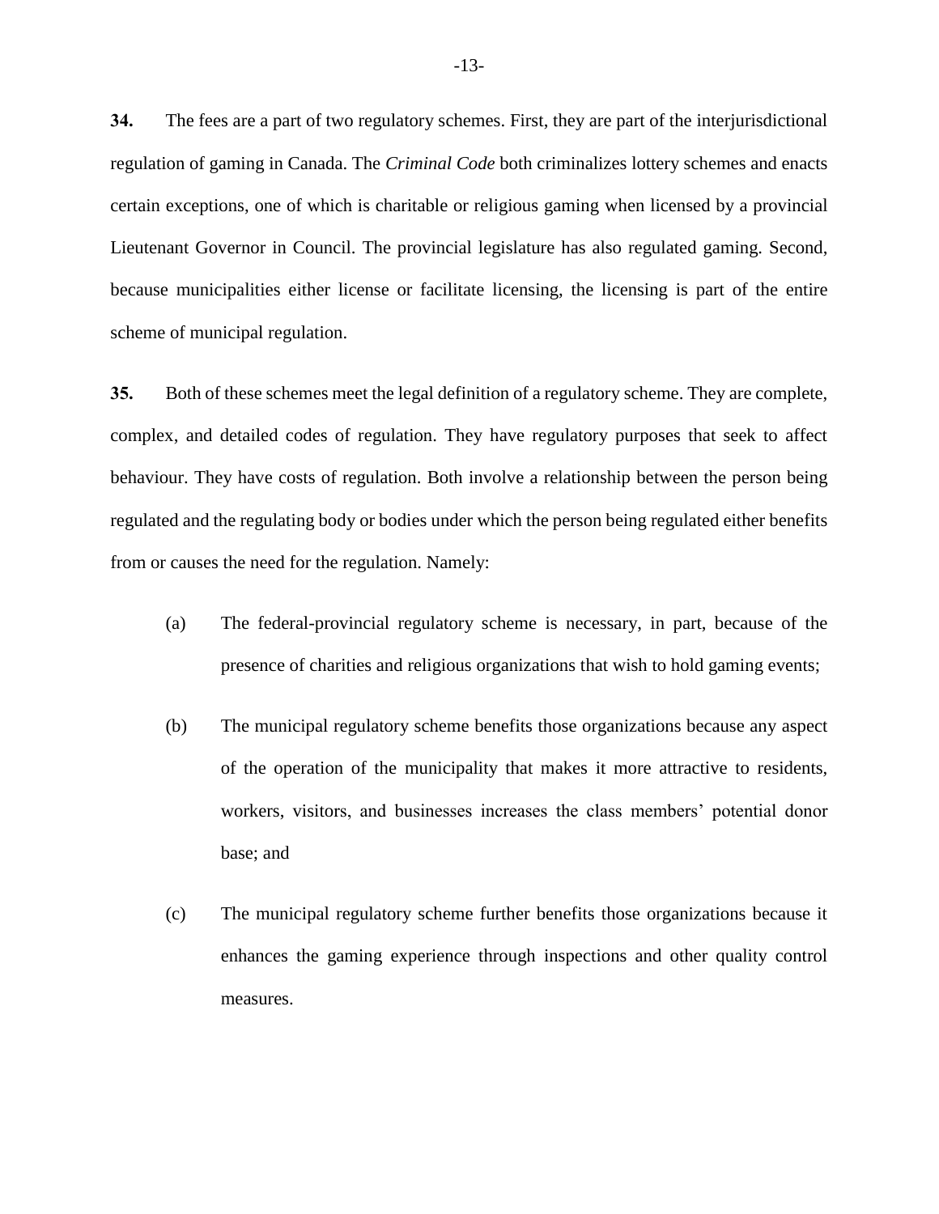**34.** The fees are a part of two regulatory schemes. First, they are part of the interjurisdictional regulation of gaming in Canada. The *Criminal Code* both criminalizes lottery schemes and enacts certain exceptions, one of which is charitable or religious gaming when licensed by a provincial Lieutenant Governor in Council. The provincial legislature has also regulated gaming. Second, because municipalities either license or facilitate licensing, the licensing is part of the entire scheme of municipal regulation.

**35.** Both of these schemes meet the legal definition of a regulatory scheme. They are complete, complex, and detailed codes of regulation. They have regulatory purposes that seek to affect behaviour. They have costs of regulation. Both involve a relationship between the person being regulated and the regulating body or bodies under which the person being regulated either benefits from or causes the need for the regulation. Namely:

(a) The federal-provincial regulatory scheme is necessary, in part, because of the presence of charities and religious organizations that wish to hold gaming events;

(b) The municipal regulatory scheme benefits those organizations because any aspect of the operation of the municipality that makes it more attractive to residents, workers, visitors, and businesses increases the class members' potential donor base; and

(c) The municipal regulatory scheme further benefits those organizations because it enhances the gaming experience through inspections and other quality control measures.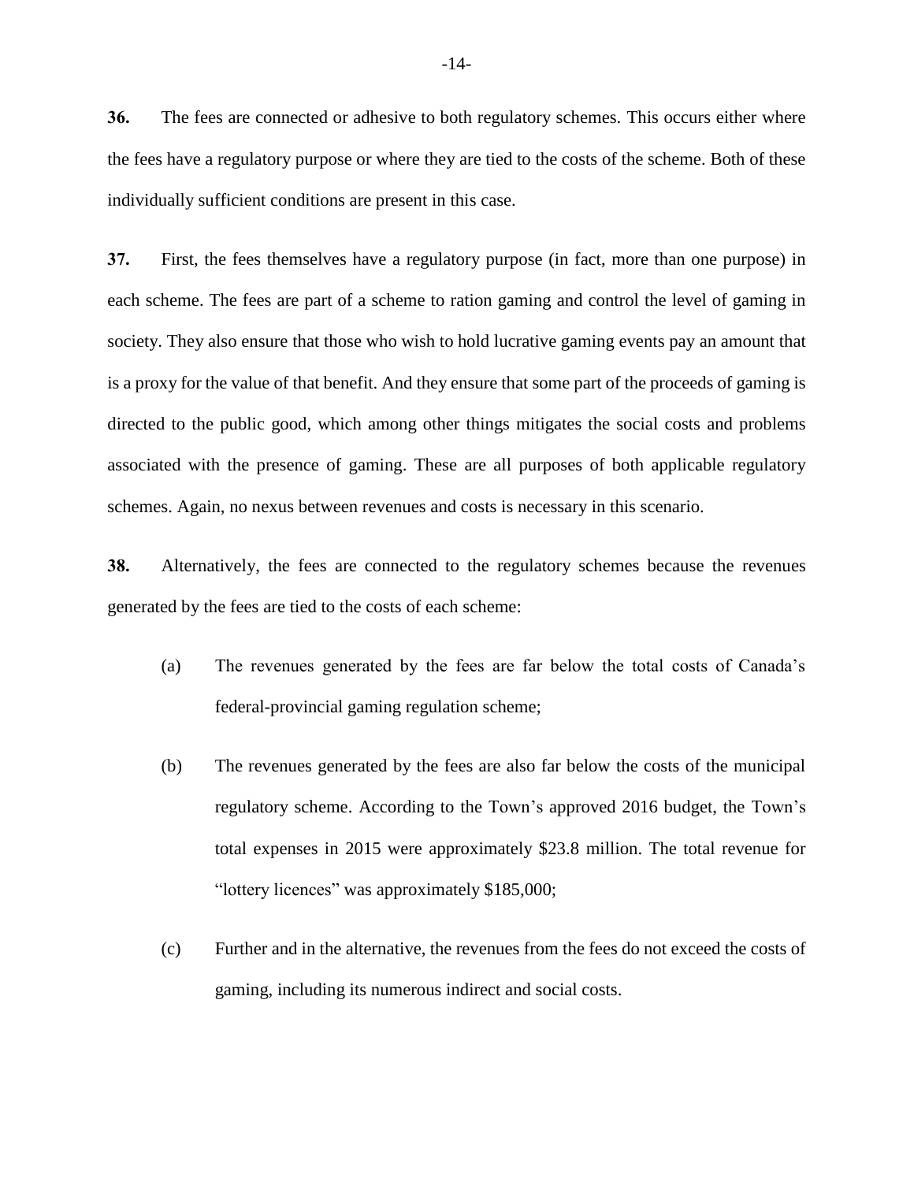**36.** The fees are connected or adhesive to both regulatory schemes. This occurs either where the fees have a regulatory purpose or where they are tied to the costs of the scheme. Both of these individually sufficient conditions are present in this case.

**37.** First, the fees themselves have a regulatory purpose (in fact, more than one purpose) in each scheme. The fees are part of a scheme to ration gaming and control the level of gaming in society. They also ensure that those who wish to hold lucrative gaming events pay an amount that is a proxy for the value of that benefit. And they ensure that some part of the proceeds of gaming is directed to the public good, which among other things mitigates the social costs and problems associated with the presence of gaming. These are all purposes of both applicable regulatory schemes. Again, no nexus between revenues and costs is necessary in this scenario.

**38.** Alternatively, the fees are connected to the regulatory schemes because the revenues generated by the fees are tied to the costs of each scheme:

(a) The revenues generated by the fees are far below the total costs of Canada's federal-provincial gaming regulation scheme;

(b) The revenues generated by the fees are also far below the costs of the municipal regulatory scheme. According to the Town's approved 2016 budget, the Town's total expenses in 2015 were approximately $23.8 million. The total revenue for "lottery licences" was approximately $185,000;

(c) Further and in the alternative, the revenues from the fees do not exceed the costs of gaming, including its numerous indirect and social costs.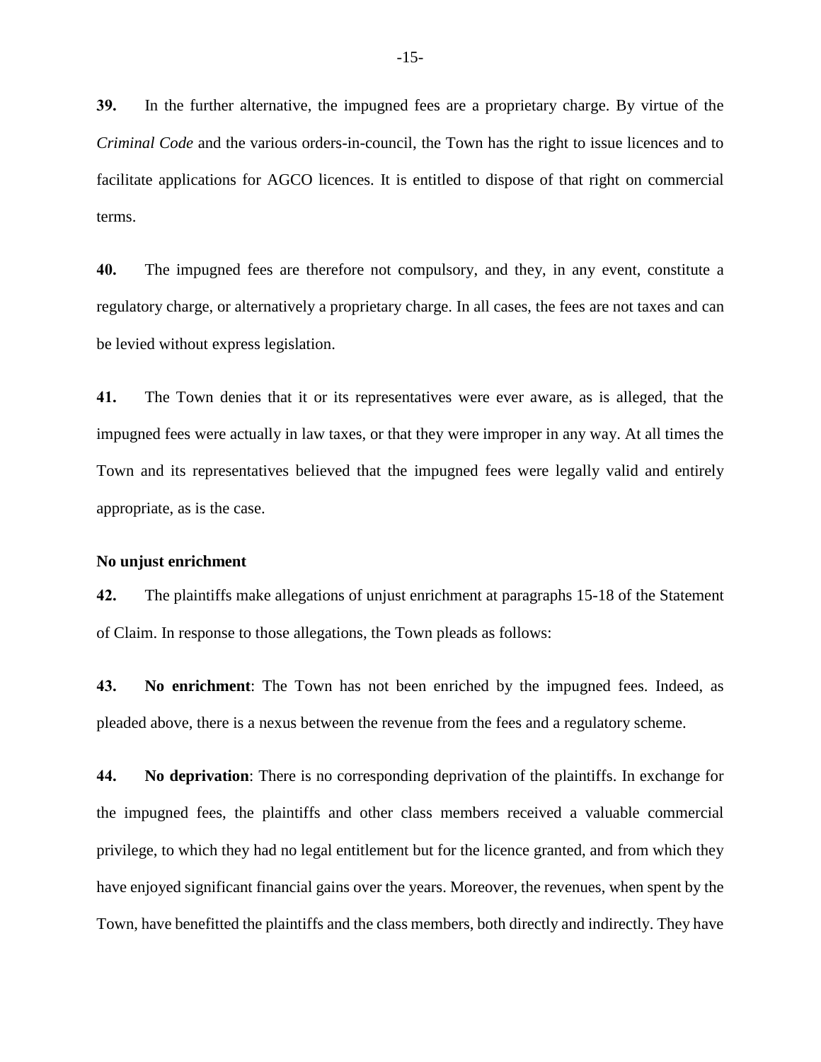**39.** In the further alternative, the impugned fees are a proprietary charge. By virtue of the *Criminal Code* and the various orders-in-council, the Town has the right to issue licences and to facilitate applications for AGCO licences. It is entitled to dispose of that right on commercial terms.

**40.** The impugned fees are therefore not compulsory, and they, in any event, constitute a regulatory charge, or alternatively a proprietary charge. In all cases, the fees are not taxes and can be levied without express legislation.

**41.** The Town denies that it or its representatives were ever aware, as is alleged, that the impugned fees were actually in law taxes, or that they were improper in any way. At all times the Town and its representatives believed that the impugned fees were legally valid and entirely appropriate, as is the case.

**No unjust enrichment**

**42.** The plaintiffs make allegations of unjust enrichment at paragraphs 15-18 of the Statement of Claim. In response to those allegations, the Town pleads as follows:

**43.** **No enrichment**: The Town has not been enriched by the impugned fees. Indeed, as pleaded above, there is a nexus between the revenue from the fees and a regulatory scheme.

**44.** **No deprivation**: There is no corresponding deprivation of the plaintiffs. In exchange for the impugned fees, the plaintiffs and other class members received a valuable commercial privilege, to which they had no legal entitlement but for the licence granted, and from which they have enjoyed significant financial gains over the years. Moreover, the revenues, when spent by the Town, have benefitted the plaintiffs and the class members, both directly and indirectly. They have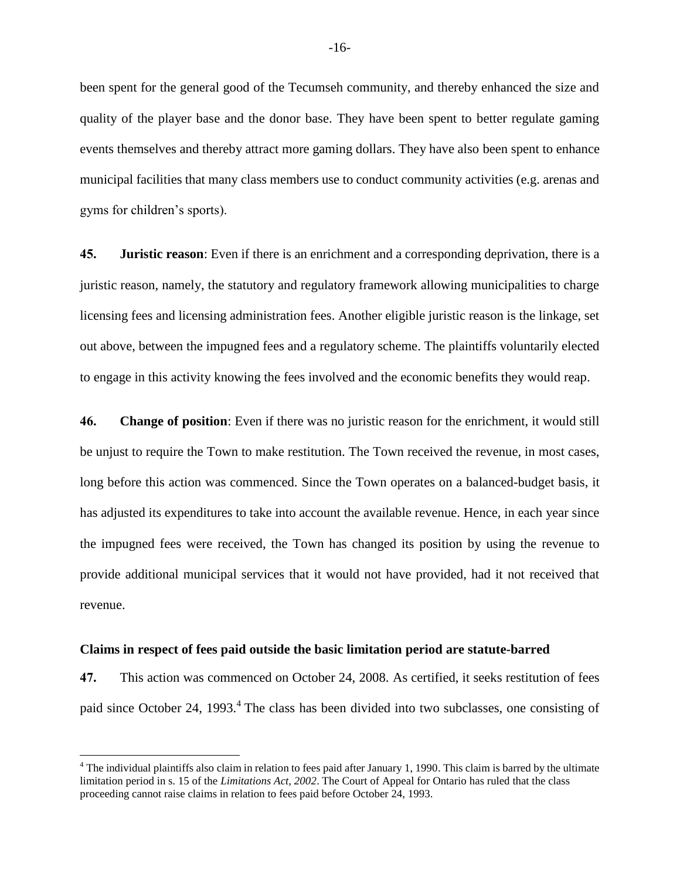been spent for the general good of the Tecumseh community, and thereby enhanced the size and quality of the player base and the donor base. They have been spent to better regulate gaming events themselves and thereby attract more gaming dollars. They have also been spent to enhance municipal facilities that many class members use to conduct community activities (e.g. arenas and gyms for children's sports).

**45.** **Juristic reason**: Even if there is an enrichment and a corresponding deprivation, there is a juristic reason, namely, the statutory and regulatory framework allowing municipalities to charge licensing fees and licensing administration fees. Another eligible juristic reason is the linkage, set out above, between the impugned fees and a regulatory scheme. The plaintiffs voluntarily elected to engage in this activity knowing the fees involved and the economic benefits they would reap.

**46.** **Change of position**: Even if there was no juristic reason for the enrichment, it would still be unjust to require the Town to make restitution. The Town received the revenue, in most cases, long before this action was commenced. Since the Town operates on a balanced-budget basis, it has adjusted its expenditures to take into account the available revenue. Hence, in each year since the impugned fees were received, the Town has changed its position by using the revenue to provide additional municipal services that it would not have provided, had it not received that revenue.

**Claims in respect of fees paid outside the basic limitation period are statute-barred**

**47.** This action was commenced on October 24, 2008. As certified, it seeks restitution of fees paid since October 24, 1993.[4] The class has been divided into two subclasses, one consisting of

[4] The individual plaintiffs also claim in relation to fees paid after January 1, 1990. This claim is barred by the ultimate limitation period in s. 15 of the *Limitations Act, 2002*. The Court of Appeal for Ontario has ruled that the class proceeding cannot raise claims in relation to fees paid before October 24, 1993.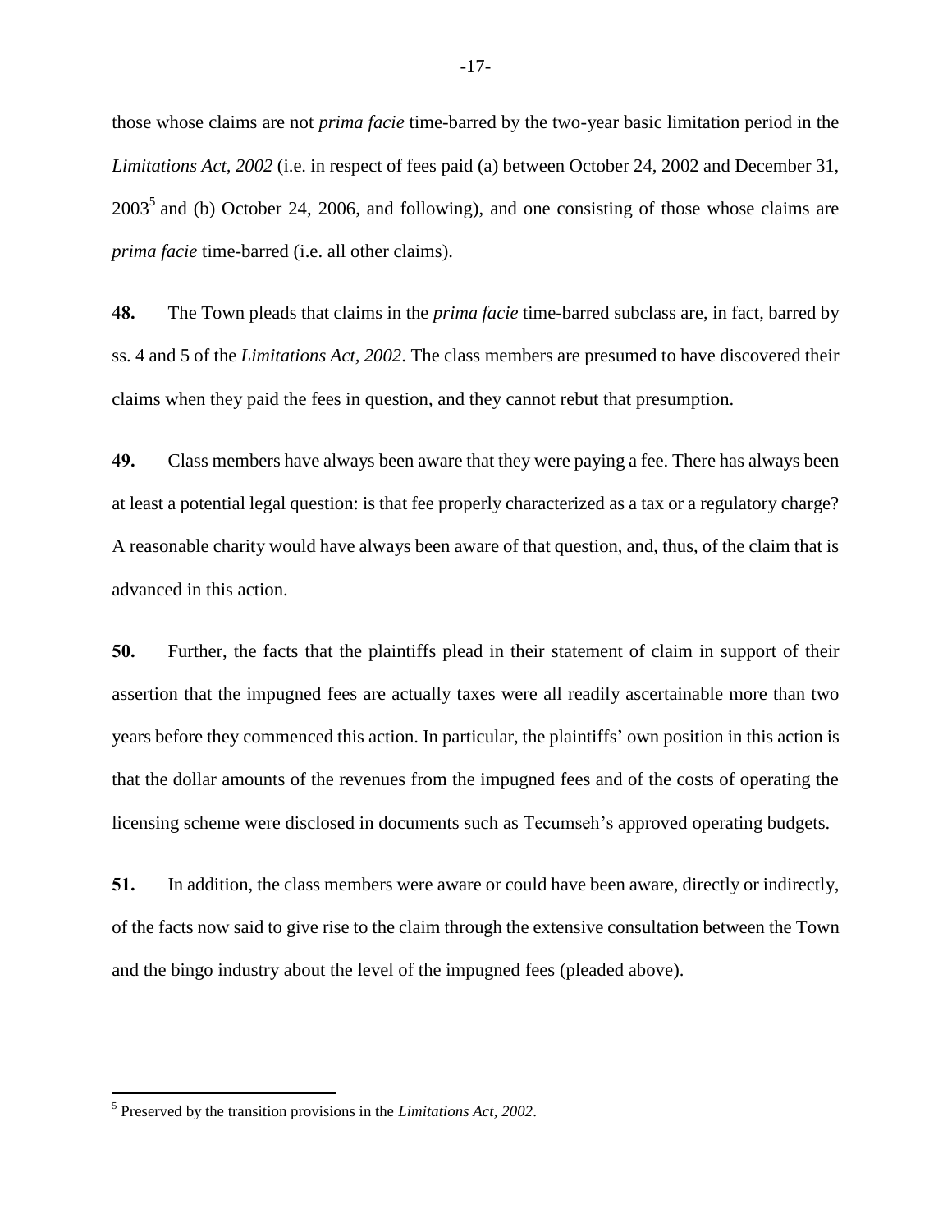those whose claims are not *prima facie* time-barred by the two-year basic limitation period in the *Limitations Act, 2002* (i.e. in respect of fees paid (a) between October 24, 2002 and December 31, 2003[5] and (b) October 24, 2006, and following), and one consisting of those whose claims are *prima facie* time-barred (i.e. all other claims).

**48.** The Town pleads that claims in the *prima facie* time-barred subclass are, in fact, barred by ss. 4 and 5 of the *Limitations Act, 2002*. The class members are presumed to have discovered their claims when they paid the fees in question, and they cannot rebut that presumption.

**49.** Class members have always been aware that they were paying a fee. There has always been at least a potential legal question: is that fee properly characterized as a tax or a regulatory charge? A reasonable charity would have always been aware of that question, and, thus, of the claim that is advanced in this action.

**50.** Further, the facts that the plaintiffs plead in their statement of claim in support of their assertion that the impugned fees are actually taxes were all readily ascertainable more than two years before they commenced this action. In particular, the plaintiffs' own position in this action is that the dollar amounts of the revenues from the impugned fees and of the costs of operating the licensing scheme were disclosed in documents such as Tecumseh's approved operating budgets.

**51.** In addition, the class members were aware or could have been aware, directly or indirectly, of the facts now said to give rise to the claim through the extensive consultation between the Town and the bingo industry about the level of the impugned fees (pleaded above).

---

[5] Preserved by the transition provisions in the *Limitations Act, 2002*.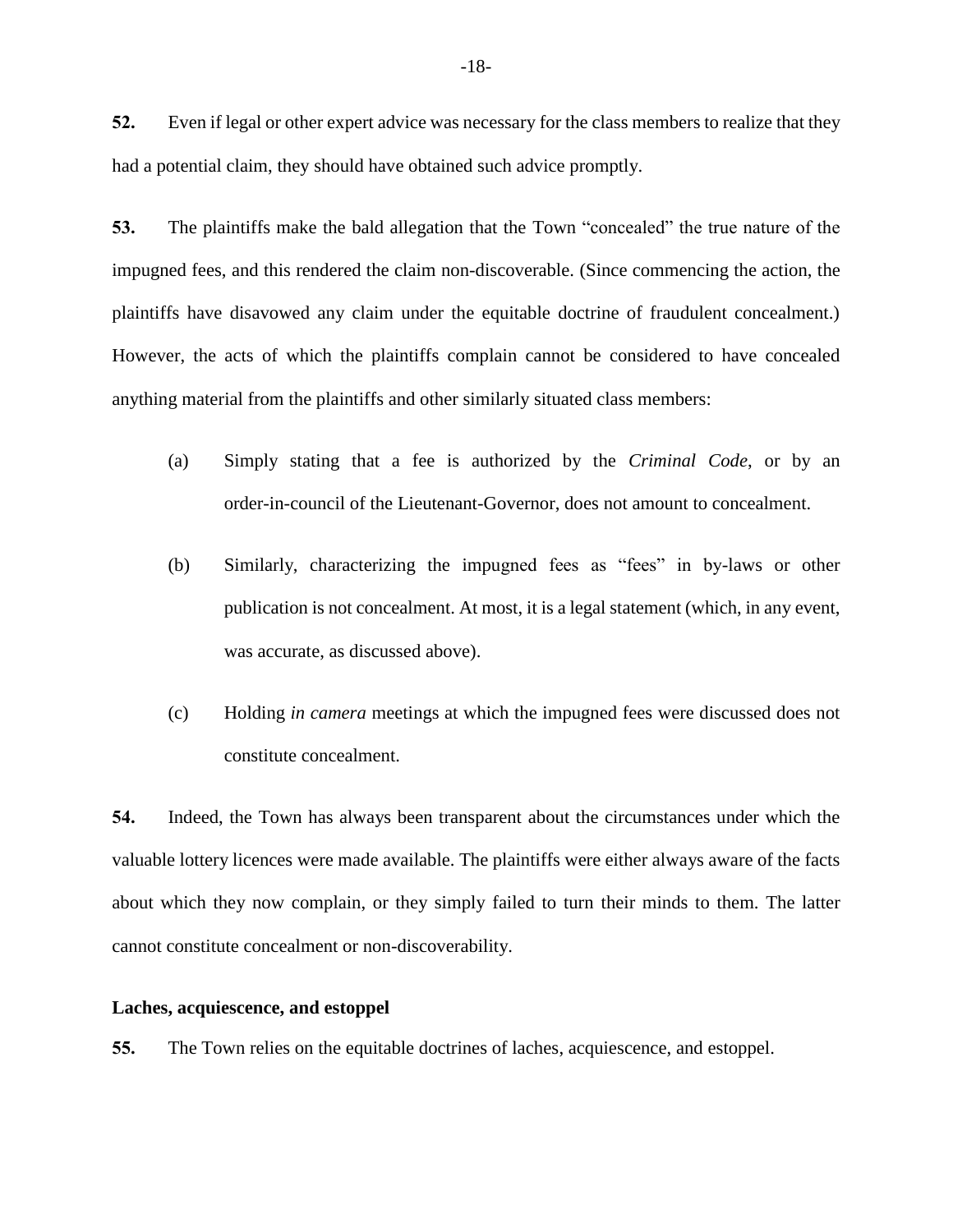**52.** Even if legal or other expert advice was necessary for the class members to realize that they had a potential claim, they should have obtained such advice promptly.

**53.** The plaintiffs make the bald allegation that the Town "concealed" the true nature of the impugned fees, and this rendered the claim non-discoverable. (Since commencing the action, the plaintiffs have disavowed any claim under the equitable doctrine of fraudulent concealment.) However, the acts of which the plaintiffs complain cannot be considered to have concealed anything material from the plaintiffs and other similarly situated class members:

(a) Simply stating that a fee is authorized by the *Criminal Code*, or by an order-in-council of the Lieutenant-Governor, does not amount to concealment.

(b) Similarly, characterizing the impugned fees as "fees" in by-laws or other publication is not concealment. At most, it is a legal statement (which, in any event, was accurate, as discussed above).

(c) Holding *in camera* meetings at which the impugned fees were discussed does not constitute concealment.

**54.** Indeed, the Town has always been transparent about the circumstances under which the valuable lottery licences were made available. The plaintiffs were either always aware of the facts about which they now complain, or they simply failed to turn their minds to them. The latter cannot constitute concealment or non-discoverability.

**Laches, acquiescence, and estoppel**

**55.** The Town relies on the equitable doctrines of laches, acquiescence, and estoppel.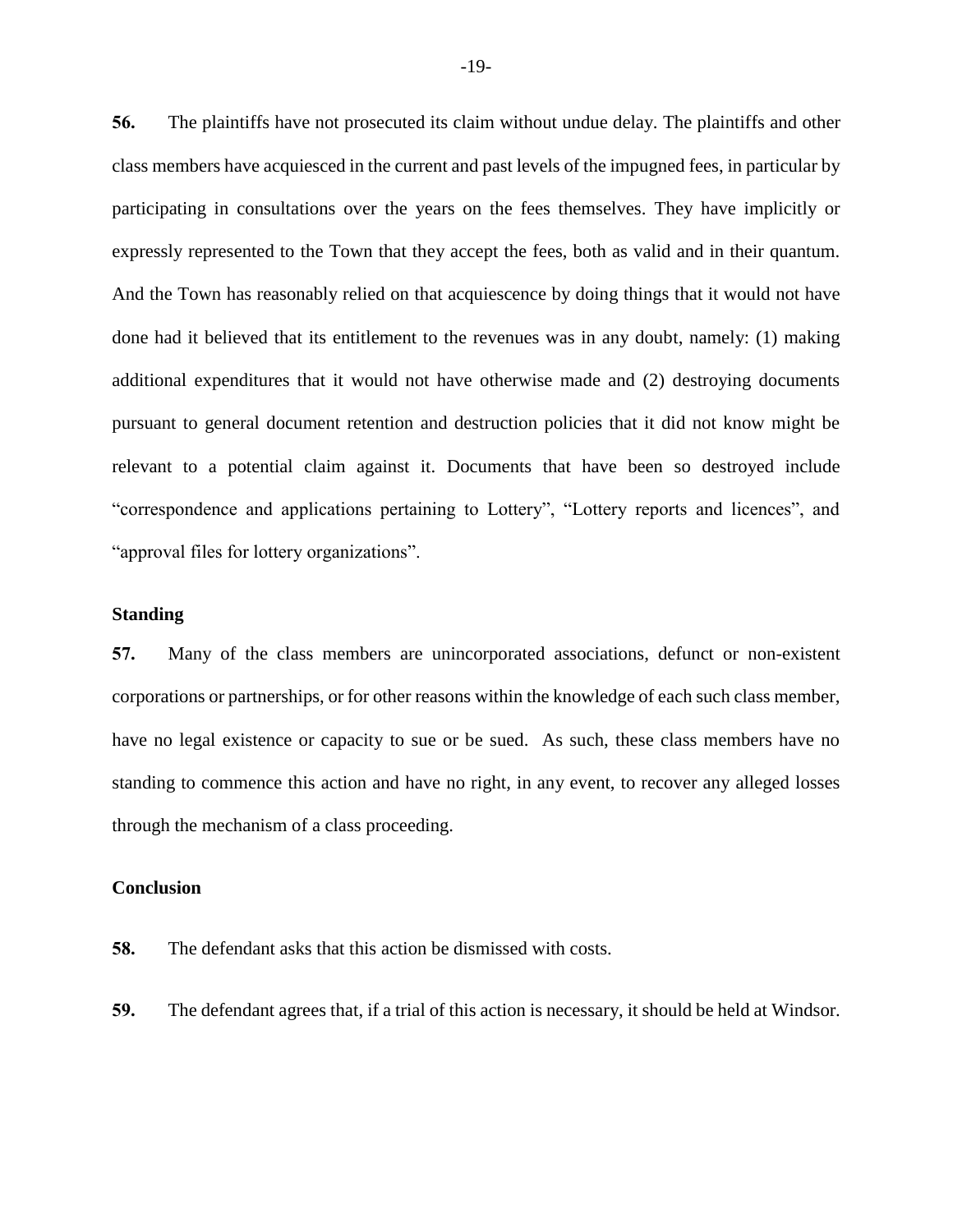**56.** The plaintiffs have not prosecuted its claim without undue delay. The plaintiffs and other class members have acquiesced in the current and past levels of the impugned fees, in particular by participating in consultations over the years on the fees themselves. They have implicitly or expressly represented to the Town that they accept the fees, both as valid and in their quantum. And the Town has reasonably relied on that acquiescence by doing things that it would not have done had it believed that its entitlement to the revenues was in any doubt, namely: (1) making additional expenditures that it would not have otherwise made and (2) destroying documents pursuant to general document retention and destruction policies that it did not know might be relevant to a potential claim against it. Documents that have been so destroyed include "correspondence and applications pertaining to Lottery", "Lottery reports and licences", and "approval files for lottery organizations".

**Standing**

**57.** Many of the class members are unincorporated associations, defunct or non-existent corporations or partnerships, or for other reasons within the knowledge of each such class member, have no legal existence or capacity to sue or be sued. As such, these class members have no standing to commence this action and have no right, in any event, to recover any alleged losses through the mechanism of a class proceeding.

**Conclusion**

**58.** The defendant asks that this action be dismissed with costs.

**59.** The defendant agrees that, if a trial of this action is necessary, it should be held at Windsor.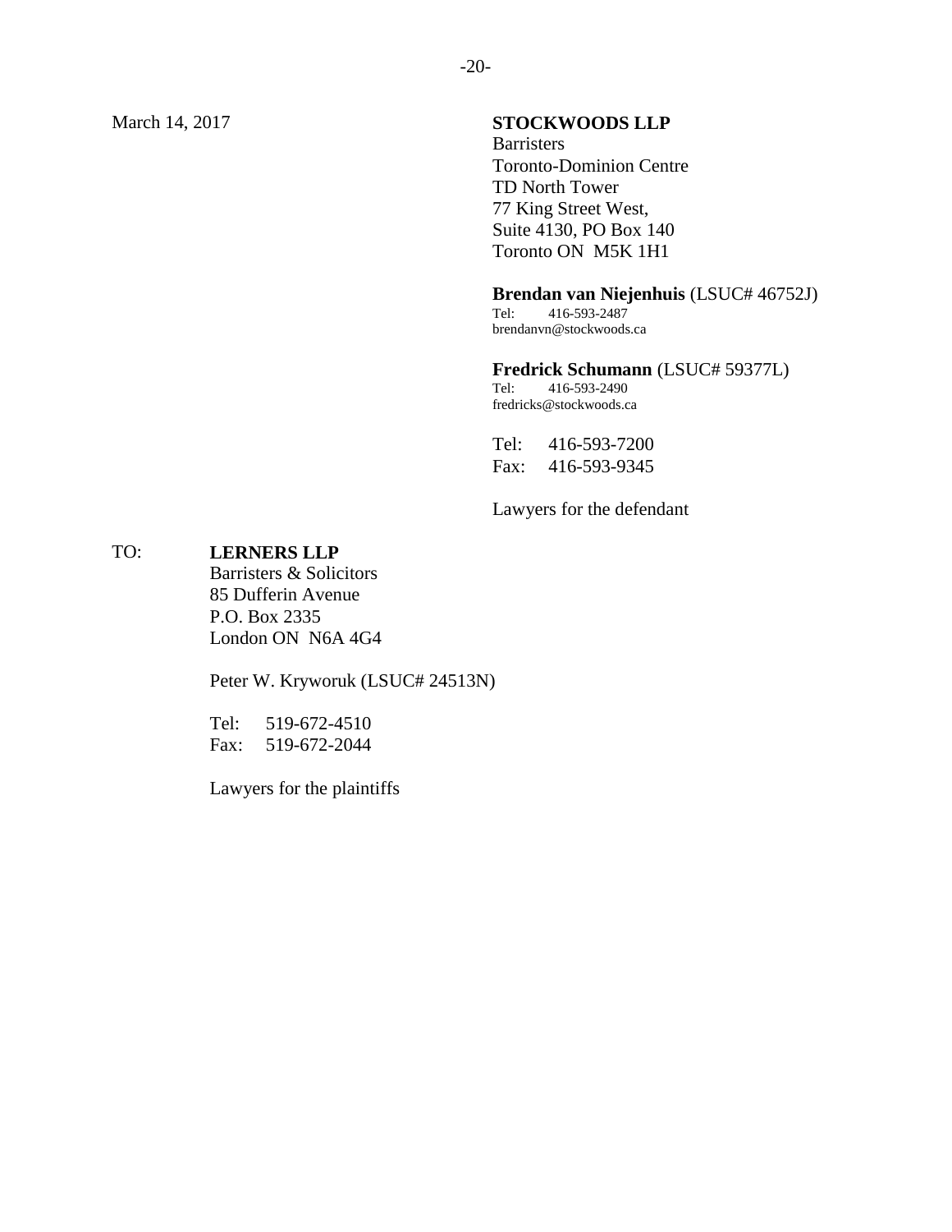March 14, 2017

**STOCKWOODS LLP**
Barristers
Toronto-Dominion Centre
TD North Tower
77 King Street West,
Suite 4130, PO Box 140
Toronto ON  M5K 1H1

**Brendan van Niejenhuis** (LSUC# 46752J)
Tel: 416-593-2487
brendanvn@stockwoods.ca

**Fredrick Schumann** (LSUC# 59377L)
Tel: 416-593-2490
fredricks@stockwoods.ca

Tel: 416-593-7200
Fax: 416-593-9345

Lawyers for the defendant

TO: **LERNERS LLP**
Barristers & Solicitors
85 Dufferin Avenue
P.O. Box 2335
London ON  N6A 4G4

Peter W. Kryworuk (LSUC# 24513N)

Tel: 519-672-4510
Fax: 519-672-2044

Lawyers for the plaintiffs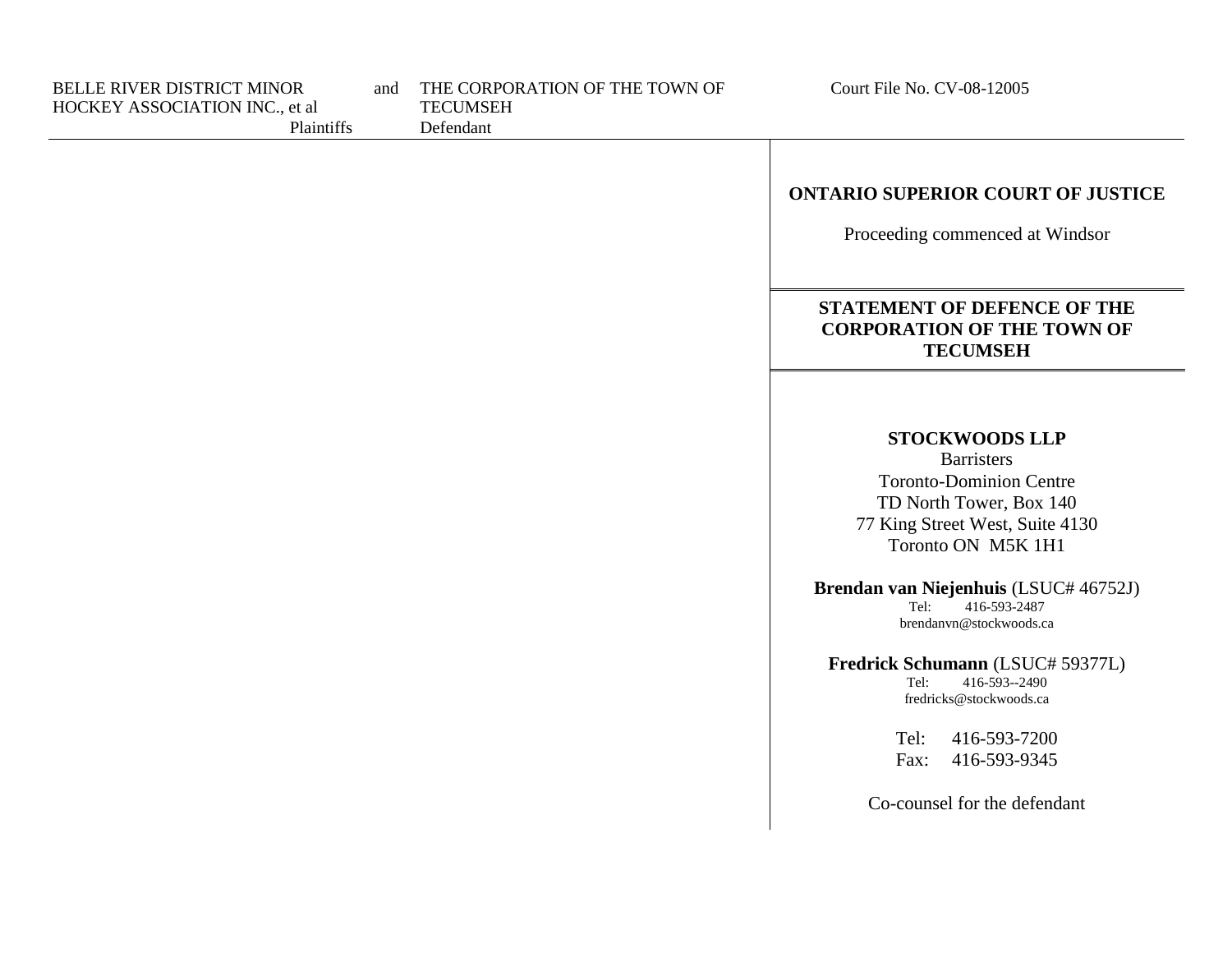BELLE RIVER DISTRICT MINOR HOCKEY ASSOCIATION INC., et al
Plaintiffs

and

THE CORPORATION OF THE TOWN OF TECUMSEH
Defendant

Court File No. CV-08-12005

**ONTARIO SUPERIOR COURT OF JUSTICE**

Proceeding commenced at Windsor

**STATEMENT OF DEFENCE OF THE CORPORATION OF THE TOWN OF TECUMSEH**

**STOCKWOODS LLP**
Barristers
Toronto-Dominion Centre
TD North Tower, Box 140
77 King Street West, Suite 4130
Toronto ON M5K 1H1

**Brendan van Niejenhuis** (LSUC# 46752J)
Tel: 416-593-2487
brendanvn@stockwoods.ca

**Fredrick Schumann** (LSUC# 59377L)
Tel: 416-593--2490
fredricks@stockwoods.ca

Tel: 416-593-7200
Fax: 416-593-9345

Co-counsel for the defendant